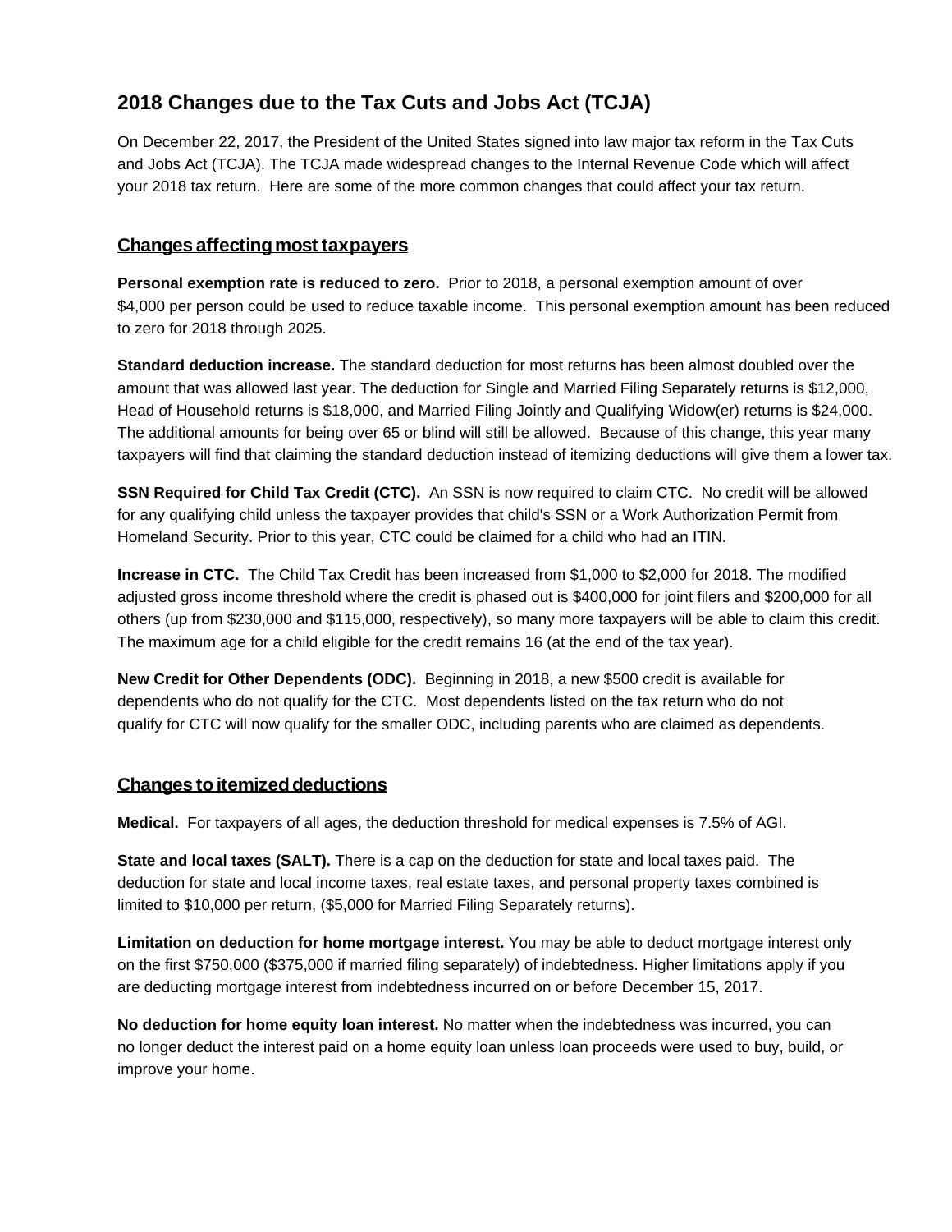# 2018 Changes due to the Tax Cuts and Jobs Act (TCJA)

On December 22, 2017, the President of the United States signed into law major tax reform in the Tax Cuts and Jobs Act (TCJA). The TCJA made widespread changes to the Internal Revenue Code which will affect your 2018 tax return. Here are some of the more common changes that could affect your tax return.

## Changes affecting most taxpayers

**Personal exemption rate is reduced to zero.** Prior to 2018, a personal exemption amount of over $4,000 per person could be used to reduce taxable income. This personal exemption amount has been reduced to zero for 2018 through 2025.

**Standard deduction increase.** The standard deduction for most returns has been almost doubled over the amount that was allowed last year. The deduction for Single and Married Filing Separately returns is $12,000, Head of Household returns is $18,000, and Married Filing Jointly and Qualifying Widow(er) returns is $24,000. The additional amounts for being over 65 or blind will still be allowed. Because of this change, this year many taxpayers will find that claiming the standard deduction instead of itemizing deductions will give them a lower tax.

**SSN Required for Child Tax Credit (CTC).** An SSN is now required to claim CTC. No credit will be allowed for any qualifying child unless the taxpayer provides that child's SSN or a Work Authorization Permit from Homeland Security. Prior to this year, CTC could be claimed for a child who had an ITIN.

**Increase in CTC.** The Child Tax Credit has been increased from $1,000 to $2,000 for 2018. The modified adjusted gross income threshold where the credit is phased out is $400,000 for joint filers and $200,000 for all others (up from $230,000 and $115,000, respectively), so many more taxpayers will be able to claim this credit. The maximum age for a child eligible for the credit remains 16 (at the end of the tax year).

**New Credit for Other Dependents (ODC).** Beginning in 2018, a new $500 credit is available for dependents who do not qualify for the CTC. Most dependents listed on the tax return who do not qualify for CTC will now qualify for the smaller ODC, including parents who are claimed as dependents.

## Changes to itemized deductions

**Medical.** For taxpayers of all ages, the deduction threshold for medical expenses is 7.5% of AGI.

**State and local taxes (SALT).** There is a cap on the deduction for state and local taxes paid. The deduction for state and local income taxes, real estate taxes, and personal property taxes combined is limited to $10,000 per return, ($5,000 for Married Filing Separately returns).

**Limitation on deduction for home mortgage interest.** You may be able to deduct mortgage interest only on the first $750,000 ($375,000 if married filing separately) of indebtedness. Higher limitations apply if you are deducting mortgage interest from indebtedness incurred on or before December 15, 2017.

**No deduction for home equity loan interest.** No matter when the indebtedness was incurred, you can no longer deduct the interest paid on a home equity loan unless loan proceeds were used to buy, build, or improve your home.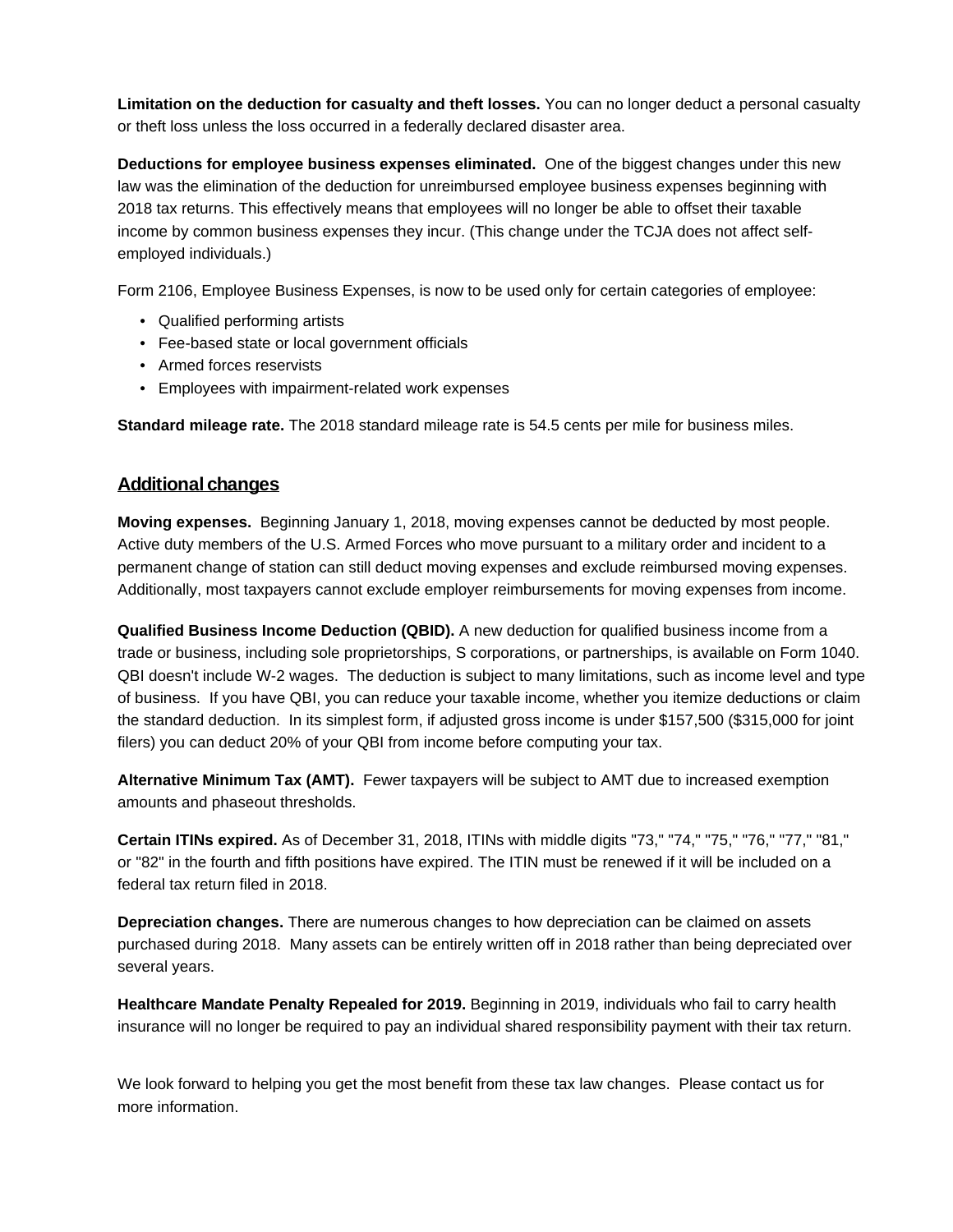**Limitation on the deduction for casualty and theft losses.** You can no longer deduct a personal casualty or theft loss unless the loss occurred in a federally declared disaster area.

**Deductions for employee business expenses eliminated.** One of the biggest changes under this new law was the elimination of the deduction for unreimbursed employee business expenses beginning with 2018 tax returns. This effectively means that employees will no longer be able to offset their taxable income by common business expenses they incur. (This change under the TCJA does not affect self-employed individuals.)

Form 2106, Employee Business Expenses, is now to be used only for certain categories of employee:

- Qualified performing artists
- Fee-based state or local government officials
- Armed forces reservists
- Employees with impairment-related work expenses

**Standard mileage rate.** The 2018 standard mileage rate is 54.5 cents per mile for business miles.

## Additional changes

**Moving expenses.** Beginning January 1, 2018, moving expenses cannot be deducted by most people. Active duty members of the U.S. Armed Forces who move pursuant to a military order and incident to a permanent change of station can still deduct moving expenses and exclude reimbursed moving expenses. Additionally, most taxpayers cannot exclude employer reimbursements for moving expenses from income.

**Qualified Business Income Deduction (QBID).** A new deduction for qualified business income from a trade or business, including sole proprietorships, S corporations, or partnerships, is available on Form 1040. QBI doesn't include W-2 wages. The deduction is subject to many limitations, such as income level and type of business. If you have QBI, you can reduce your taxable income, whether you itemize deductions or claim the standard deduction. In its simplest form, if adjusted gross income is under $157,500 ($315,000 for joint filers) you can deduct 20% of your QBI from income before computing your tax.

**Alternative Minimum Tax (AMT).** Fewer taxpayers will be subject to AMT due to increased exemption amounts and phaseout thresholds.

**Certain ITINs expired.** As of December 31, 2018, ITINs with middle digits "73," "74," "75," "76," "77," "81," or "82" in the fourth and fifth positions have expired. The ITIN must be renewed if it will be included on a federal tax return filed in 2018.

**Depreciation changes.** There are numerous changes to how depreciation can be claimed on assets purchased during 2018. Many assets can be entirely written off in 2018 rather than being depreciated over several years.

**Healthcare Mandate Penalty Repealed for 2019.** Beginning in 2019, individuals who fail to carry health insurance will no longer be required to pay an individual shared responsibility payment with their tax return.

We look forward to helping you get the most benefit from these tax law changes. Please contact us for more information.